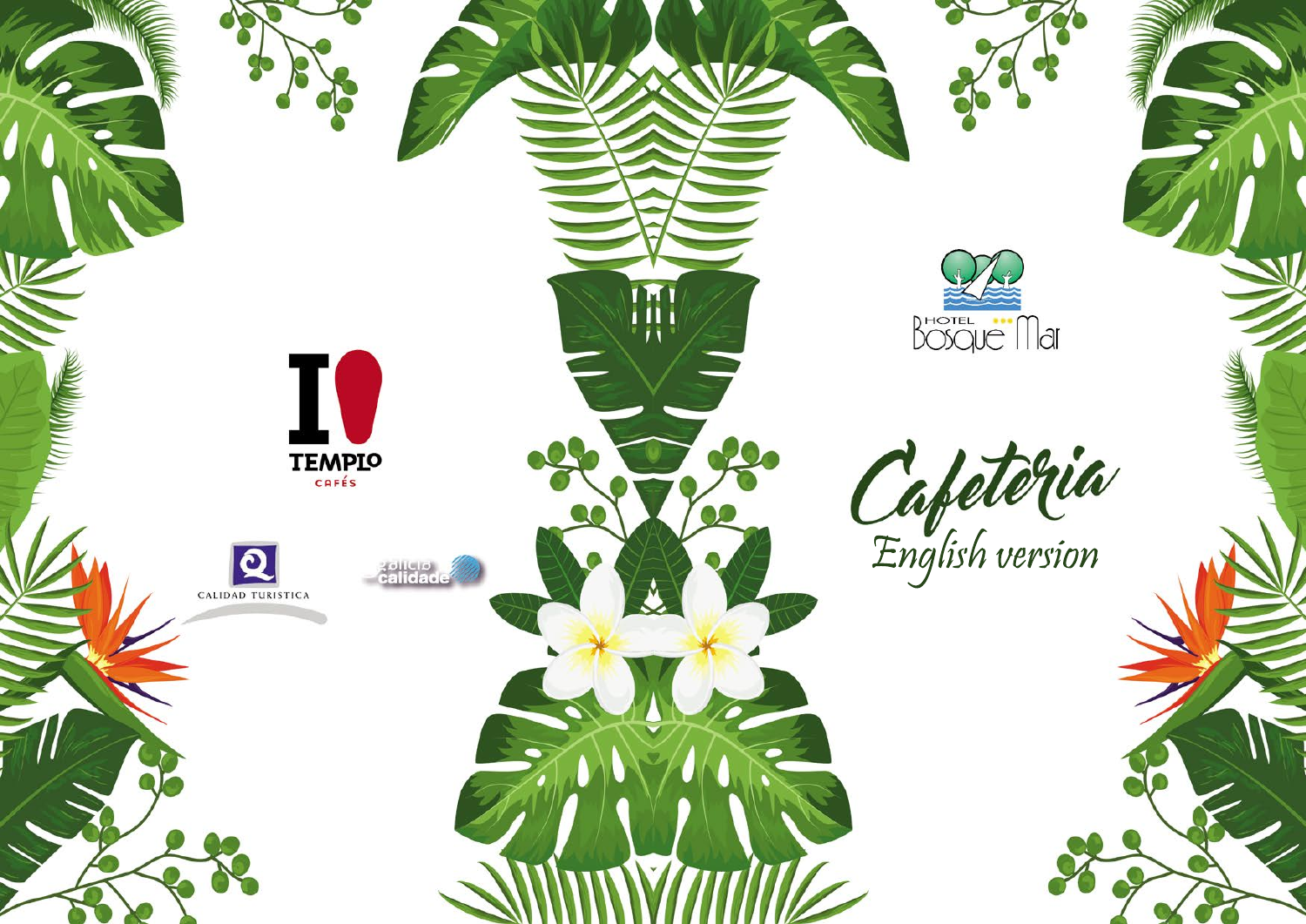TEMPLO
CAFÉS

CALIDAD TURISTICA

galicia calidade

HOTEL Bosque Mar

# Cafeteria

*English version*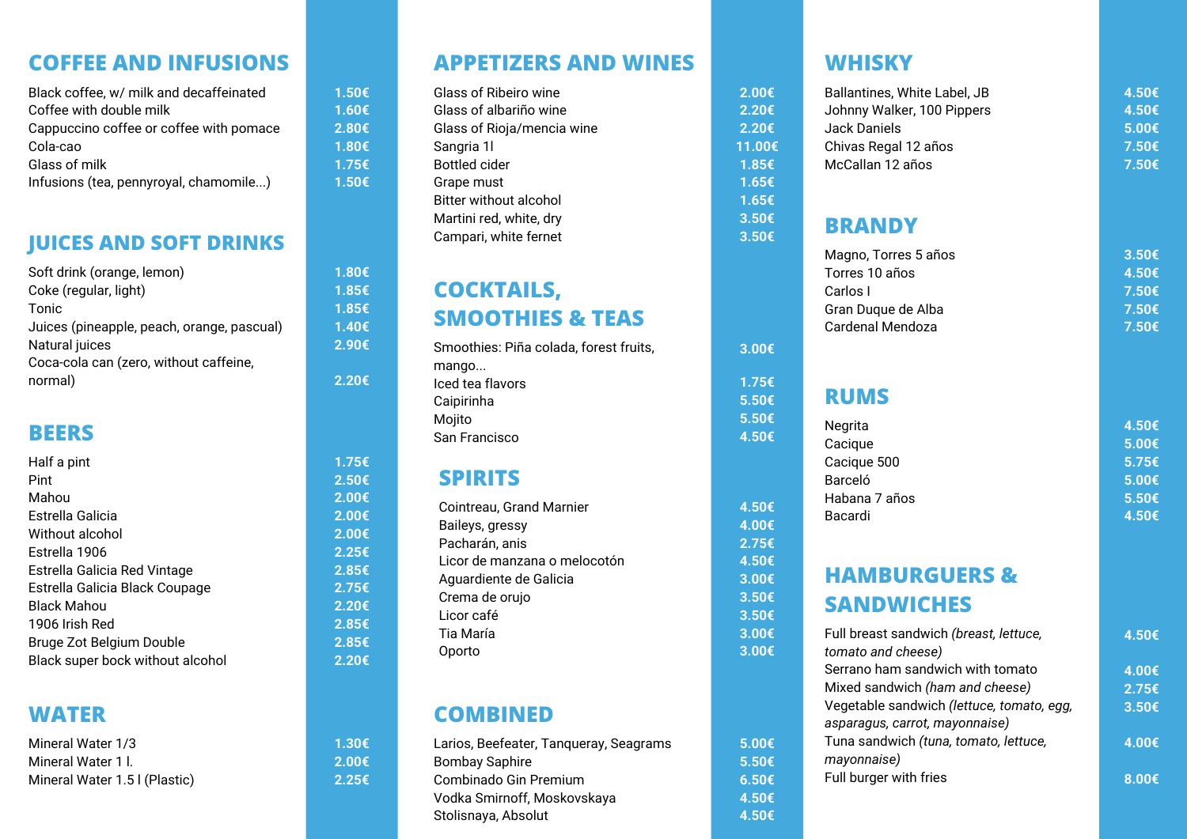## COFFEE AND INFUSIONS

| | |
|---|---|
| Black coffee, w/ milk and decaffeinated | 1.50€ |
| Coffee with double milk | 1.60€ |
| Cappuccino coffee or coffee with pomace | 2.80€ |
| Cola-cao | 1.80€ |
| Glass of milk | 1.75€ |
| Infusions (tea, pennyroyal, chamomile...) | 1.50€ |

## JUICES AND SOFT DRINKS

| | |
|---|---|
| Soft drink (orange, lemon) | 1.80€ |
| Coke (regular, light) | 1.85€ |
| Tonic | 1.85€ |
| Juices (pineapple, peach, orange, pascual) | 1.40€ |
| Natural juices | 2.90€ |
| Coca-cola can (zero, without caffeine, normal) | 2.20€ |

## BEERS

| | |
|---|---|
| Half a pint | 1.75€ |
| Pint | 2.50€ |
| Mahou | 2.00€ |
| Estrella Galicia | 2.00€ |
| Without alcohol | 2.00€ |
| Estrella 1906 | 2.25€ |
| Estrella Galicia Red Vintage | 2.85€ |
| Estrella Galicia Black Coupage | 2.75€ |
| Black Mahou | 2.20€ |
| 1906 Irish Red | 2.85€ |
| Bruge Zot Belgium Double | 2.85€ |
| Black super bock without alcohol | 2.20€ |

## WATER

| | |
|---|---|
| Mineral Water 1/3 | 1.30€ |
| Mineral Water 1 l. | 2.00€ |
| Mineral Water 1.5 l (Plastic) | 2.25€ |

## APPETIZERS AND WINES

| | |
|---|---|
| Glass of Ribeiro wine | 2.00€ |
| Glass of albariño wine | 2.20€ |
| Glass of Rioja/mencia wine | 2.20€ |
| Sangria 1l | 11.00€ |
| Bottled cider | 1.85€ |
| Grape must | 1.65€ |
| Bitter without alcohol | 1.65€ |
| Martini red, white, dry | 3.50€ |
| Campari, white fernet | 3.50€ |

## COCKTAILS, SMOOTHIES & TEAS

| | |
|---|---|
| Smoothies: Piña colada, forest fruits, mango... | 3.00€ |
| Iced tea flavors | 1.75€ |
| Caipirinha | 5.50€ |
| Mojito | 5.50€ |
| San Francisco | 4.50€ |

## SPIRITS

| | |
|---|---|
| Cointreau, Grand Marnier | 4.50€ |
| Baileys, gressy | 4.00€ |
| Pacharán, anis | 2.75€ |
| Licor de manzana o melocotón | 4.50€ |
| Aguardiente de Galicia | 3.00€ |
| Crema de orujo | 3.50€ |
| Licor café | 3.50€ |
| Tia María | 3.00€ |
| Oporto | 3.00€ |

## COMBINED

| | |
|---|---|
| Larios, Beefeater, Tanqueray, Seagrams | 5.00€ |
| Bombay Saphire | 5.50€ |
| Combinado Gin Premium | 6.50€ |
| Vodka Smirnoff, Moskovskaya | 4.50€ |
| Stolisnaya, Absolut | 4.50€ |

## WHISKY

| | |
|---|---|
| Ballantines, White Label, JB | 4.50€ |
| Johnny Walker, 100 Pippers | 4.50€ |
| Jack Daniels | 5.00€ |
| Chivas Regal 12 años | 7.50€ |
| McCallan 12 años | 7.50€ |

## BRANDY

| | |
|---|---|
| Magno, Torres 5 años | 3.50€ |
| Torres 10 años | 4.50€ |
| Carlos I | 7.50€ |
| Gran Duque de Alba | 7.50€ |
| Cardenal Mendoza | 7.50€ |

## RUMS

| | |
|---|---|
| Negrita | 4.50€ |
| Cacique | 5.00€ |
| Cacique 500 | 5.75€ |
| Barceló | 5.00€ |
| Habana 7 años | 5.50€ |
| Bacardi | 4.50€ |

## HAMBURGUERS & SANDWICHES

| | |
|---|---|
| Full breast sandwich *(breast, lettuce, tomato and cheese)* | 4.50€ |
| Serrano ham sandwich with tomato | 4.00€ |
| Mixed sandwich *(ham and cheese)* | 2.75€ |
| Vegetable sandwich *(lettuce, tomato, egg, asparagus, carrot, mayonnaise)* | 3.50€ |
| Tuna sandwich *(tuna, tomato, lettuce, mayonnaise)* | 4.00€ |
| Full burger with fries | 8.00€ |